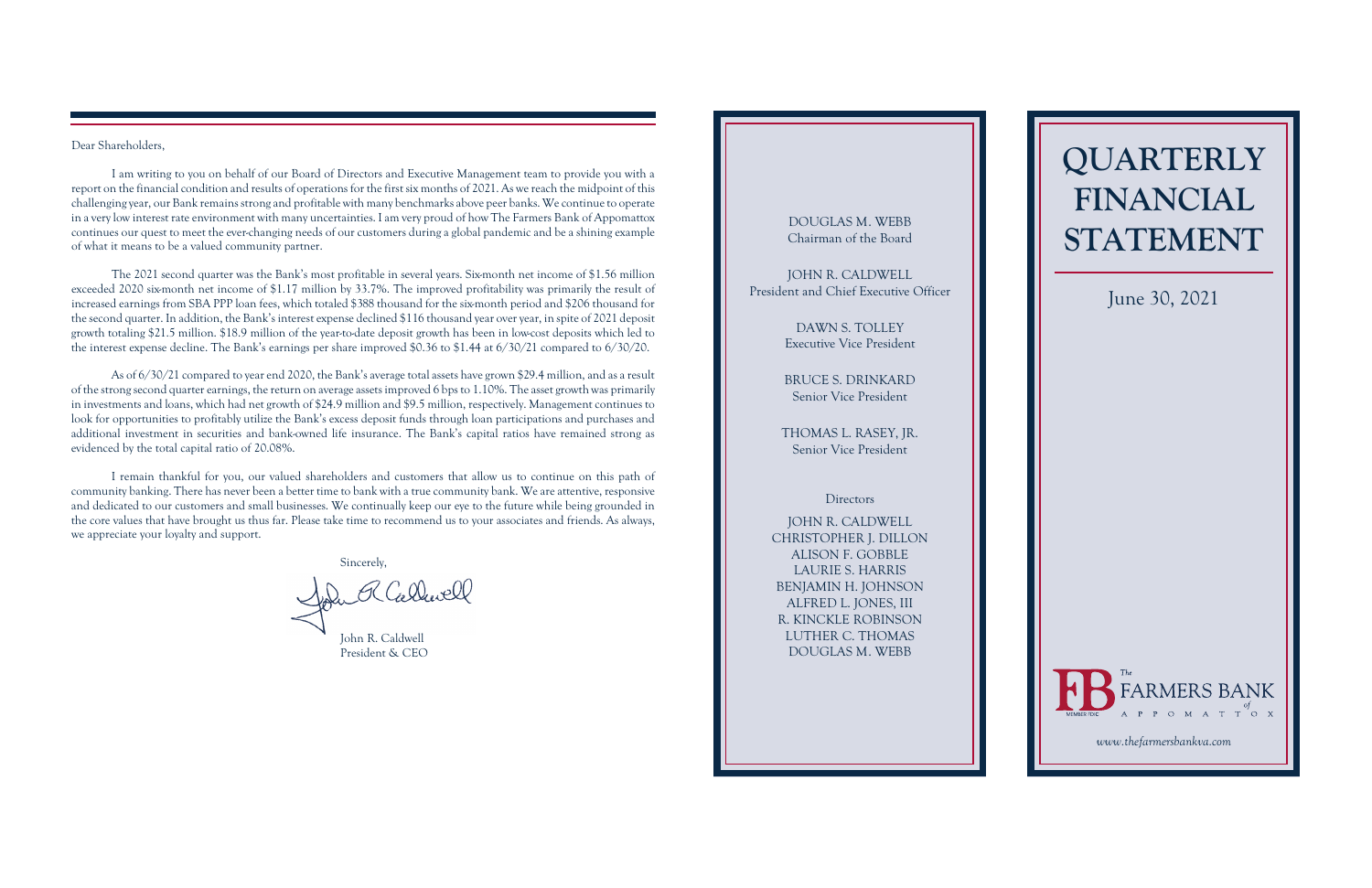Dear Shareholders,

I am writing to you on behalf of our Board of Directors and Executive Management team to provide you with a report on the financial condition and results of operations for the first six months of 2021. As we reach the midpoint of this challenging year, our Bank remains strong and profitable with many benchmarks above peer banks. We continue to operate in a very low interest rate environment with many uncertainties. I am very proud of how The Farmers Bank of Appomattox continues our quest to meet the ever-changing needs of our customers during a global pandemic and be a shining example of what it means to be a valued community partner.

The 2021 second quarter was the Bank's most profitable in several years. Six-month net income of $1.56 million exceeded 2020 six-month net income of $1.17 million by 33.7%. The improved profitability was primarily the result of increased earnings from SBA PPP loan fees, which totaled $388 thousand for the six-month period and $206 thousand for the second quarter. In addition, the Bank's interest expense declined $116 thousand year over year, in spite of 2021 deposit growth totaling $21.5 million. $18.9 million of the year-to-date deposit growth has been in low-cost deposits which led to the interest expense decline. The Bank's earnings per share improved $0.36 to $1.44 at 6/30/21 compared to 6/30/20.

As of 6/30/21 compared to year end 2020, the Bank's average total assets have grown $29.4 million, and as a result of the strong second quarter earnings, the return on average assets improved 6 bps to 1.10%. The asset growth was primarily in investments and loans, which had net growth of $24.9 million and $9.5 million, respectively. Management continues to look for opportunities to profitably utilize the Bank's excess deposit funds through loan participations and purchases and additional investment in securities and bank-owned life insurance. The Bank's capital ratios have remained strong as evidenced by the total capital ratio of 20.08%.

I remain thankful for you, our valued shareholders and customers that allow us to continue on this path of community banking. There has never been a better time to bank with a true community bank. We are attentive, responsive and dedicated to our customers and small businesses. We continually keep our eye to the future while being grounded in the core values that have brought us thus far. Please take time to recommend us to your associates and friends. As always, we appreciate your loyalty and support.

Sincerely,

John R. Caldwell
President & CEO

DOUGLAS M. WEBB
Chairman of the Board

JOHN R. CALDWELL
President and Chief Executive Officer

DAWN S. TOLLEY
Executive Vice President

BRUCE S. DRINKARD
Senior Vice President

THOMAS L. RASEY, JR.
Senior Vice President

Directors

JOHN R. CALDWELL
CHRISTOPHER J. DILLON
ALISON F. GOBBLE
LAURIE S. HARRIS
BENJAMIN H. JOHNSON
ALFRED L. JONES, III
R. KINCKLE ROBINSON
LUTHER C. THOMAS
DOUGLAS M. WEBB

# QUARTERLY FINANCIAL STATEMENT

June 30, 2021

The FARMERS BANK of APPOMATTOX

MEMBER FDIC

*www.thefarmersbankva.com*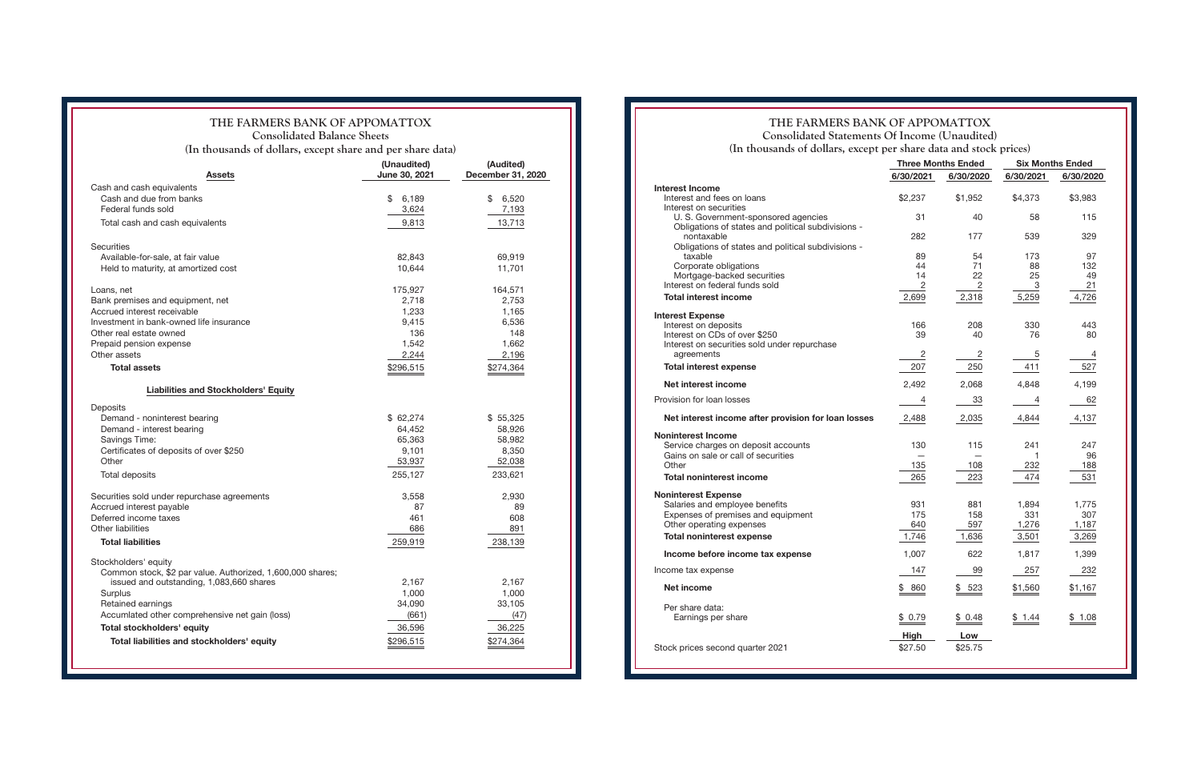# THE FARMERS BANK OF APPOMATTOX

## Consolidated Balance Sheets

(In thousands of dollars, except share and per share data)

| Assets | (Unaudited) June 30, 2021 | (Audited) December 31, 2020 |
|---|---|---|
| Cash and cash equivalents | | |
| Cash and due from banks | $ 6,189 | $ 6,520 |
| Federal funds sold | 3,624 | 7,193 |
| Total cash and cash equivalents | 9,813 | 13,713 |
| Securities | | |
| Available-for-sale, at fair value | 82,843 | 69,919 |
| Held to maturity, at amortized cost | 10,644 | 11,701 |
| Loans, net | 175,927 | 164,571 |
| Bank premises and equipment, net | 2,718 | 2,753 |
| Accrued interest receivable | 1,233 | 1,165 |
| Investment in bank-owned life insurance | 9,415 | 6,536 |
| Other real estate owned | 136 | 148 |
| Prepaid pension expense | 1,542 | 1,662 |
| Other assets | 2,244 | 2,196 |
| **Total assets** | $296,515 | $274,364 |
| **Liabilities and Stockholders' Equity** | | |
| Deposits | | |
| Demand - noninterest bearing | $ 62,274 | $ 55,325 |
| Demand - interest bearing | 64,452 | 58,926 |
| Savings Time: | 65,363 | 58,982 |
| Certificates of deposits of over $250 | 9,101 | 8,350 |
| Other | 53,937 | 52,038 |
| Total deposits | 255,127 | 233,621 |
| Securities sold under repurchase agreements | 3,558 | 2,930 |
| Accrued interest payable | 87 | 89 |
| Deferred income taxes | 461 | 608 |
| Other liabilities | 686 | 891 |
| **Total liabilities** | 259,919 | 238,139 |
| Stockholders' equity | | |
| Common stock, $2 par value. Authorized, 1,600,000 shares; issued and outstanding, 1,083,660 shares | 2,167 | 2,167 |
| Surplus | 1,000 | 1,000 |
| Retained earnings | 34,090 | 33,105 |
| Accumlated other comprehensive net gain (loss) | (661) | (47) |
| **Total stockholders' equity** | 36,596 | 36,225 |
| **Total liabilities and stockholders' equity** | $296,515 | $274,364 |

# THE FARMERS BANK OF APPOMATTOX

## Consolidated Statements Of Income (Unaudited)

(In thousands of dollars, except per share data and stock prices)

| | Three Months Ended | | Six Months Ended | |
|---|---|---|---|---|
| | 6/30/2021 | 6/30/2020 | 6/30/2021 | 6/30/2020 |
| **Interest Income** | | | | |
| Interest and fees on loans | $2,237 | $1,952 | $4,373 | $3,983 |
| Interest on securities | | | | |
| U. S. Government-sponsored agencies | 31 | 40 | 58 | 115 |
| Obligations of states and political subdivisions - nontaxable | 282 | 177 | 539 | 329 |
| Obligations of states and political subdivisions - taxable | 89 | 54 | 173 | 97 |
| Corporate obligations | 44 | 71 | 88 | 132 |
| Mortgage-backed securities | 14 | 22 | 25 | 49 |
| Interest on federal funds sold | 2 | 2 | 3 | 21 |
| **Total interest income** | 2,699 | 2,318 | 5,259 | 4,726 |
| **Interest Expense** | | | | |
| Interest on deposits | 166 | 208 | 330 | 443 |
| Interest on CDs of over $250 | 39 | 40 | 76 | 80 |
| Interest on securities sold under repurchase agreements | 2 | 2 | 5 | 4 |
| **Total interest expense** | 207 | 250 | 411 | 527 |
| **Net interest income** | 2,492 | 2,068 | 4,848 | 4,199 |
| Provision for loan losses | 4 | 33 | 4 | 62 |
| **Net interest income after provision for loan losses** | 2,488 | 2,035 | 4,844 | 4,137 |
| **Noninterest Income** | | | | |
| Service charges on deposit accounts | 130 | 115 | 241 | 247 |
| Gains on sale or call of securities | — | — | 1 | 96 |
| Other | 135 | 108 | 232 | 188 |
| **Total noninterest income** | 265 | 223 | 474 | 531 |
| **Noninterest Expense** | | | | |
| Salaries and employee benefits | 931 | 881 | 1,894 | 1,775 |
| Expenses of premises and equipment | 175 | 158 | 331 | 307 |
| Other operating expenses | 640 | 597 | 1,276 | 1,187 |
| **Total noninterest expense** | 1,746 | 1,636 | 3,501 | 3,269 |
| **Income before income tax expense** | 1,007 | 622 | 1,817 | 1,399 |
| Income tax expense | 147 | 99 | 257 | 232 |
| **Net income** | $ 860 | $ 523 | $1,560 | $1,167 |
| Per share data: | | | | |
| Earnings per share | $ 0.79 | $ 0.48 | $ 1.44 | $ 1.08 |

| | High | Low |
|---|---|---|
| Stock prices second quarter 2021 | $27.50 | $25.75 |